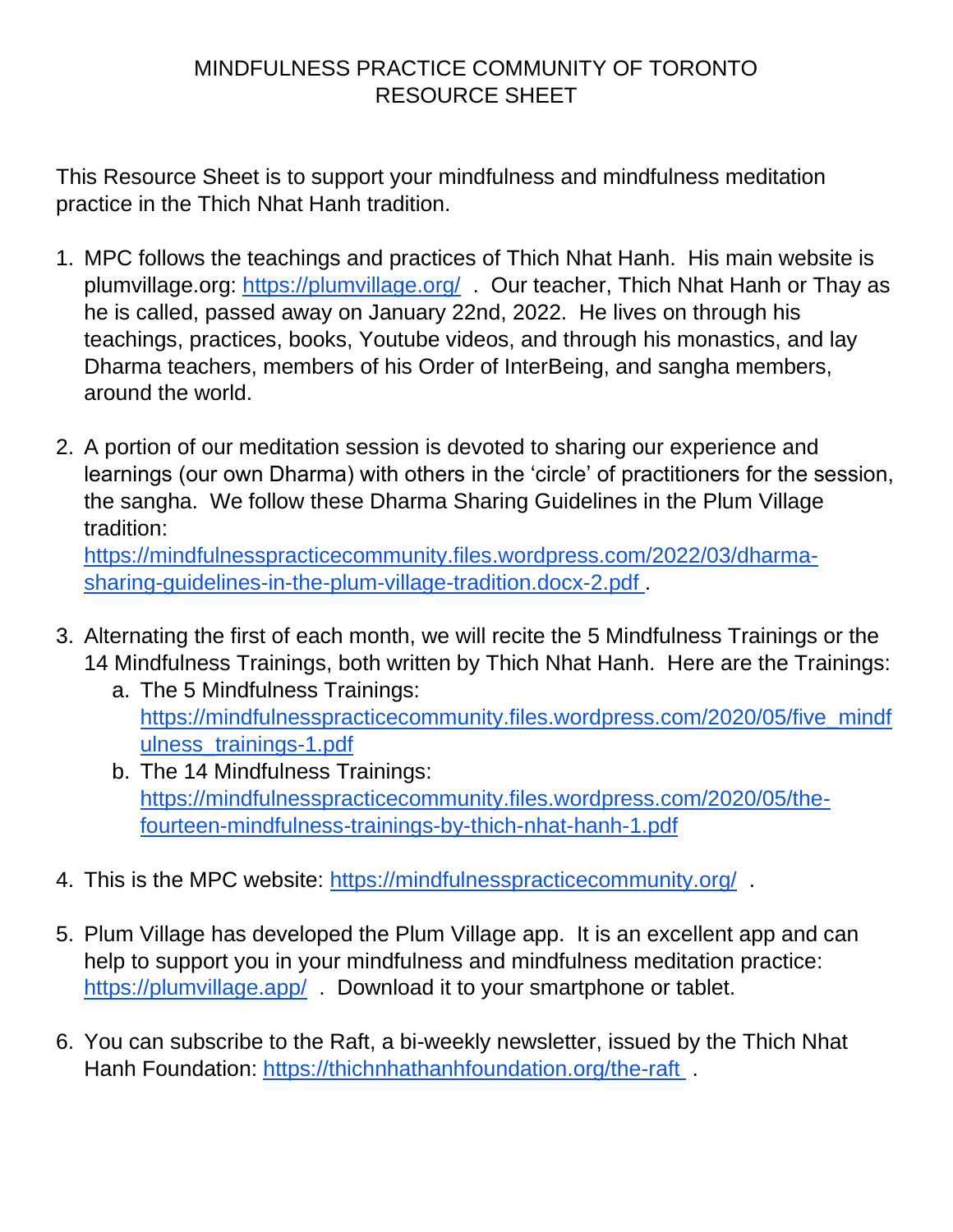# MINDFULNESS PRACTICE COMMUNITY OF TORONTO
## RESOURCE SHEET

This Resource Sheet is to support your mindfulness and mindfulness meditation practice in the Thich Nhat Hanh tradition.

1. MPC follows the teachings and practices of Thich Nhat Hanh. His main website is plumvillage.org: https://plumvillage.org/ . Our teacher, Thich Nhat Hanh or Thay as he is called, passed away on January 22nd, 2022. He lives on through his teachings, practices, books, Youtube videos, and through his monastics, and lay Dharma teachers, members of his Order of InterBeing, and sangha members, around the world.

2. A portion of our meditation session is devoted to sharing our experience and learnings (our own Dharma) with others in the 'circle' of practitioners for the session, the sangha. We follow these Dharma Sharing Guidelines in the Plum Village tradition:
   https://mindfulnesspracticecommunity.files.wordpress.com/2022/03/dharma-sharing-guidelines-in-the-plum-village-tradition.docx-2.pdf .

3. Alternating the first of each month, we will recite the 5 Mindfulness Trainings or the 14 Mindfulness Trainings, both written by Thich Nhat Hanh. Here are the Trainings:
   a. The 5 Mindfulness Trainings:
      https://mindfulnesspracticecommunity.files.wordpress.com/2020/05/five_mindfulness_trainings-1.pdf
   b. The 14 Mindfulness Trainings:
      https://mindfulnesspracticecommunity.files.wordpress.com/2020/05/the-fourteen-mindfulness-trainings-by-thich-nhat-hanh-1.pdf

4. This is the MPC website: https://mindfulnesspracticecommunity.org/ .

5. Plum Village has developed the Plum Village app. It is an excellent app and can help to support you in your mindfulness and mindfulness meditation practice: https://plumvillage.app/ . Download it to your smartphone or tablet.

6. You can subscribe to the Raft, a bi-weekly newsletter, issued by the Thich Nhat Hanh Foundation: https://thichnhathanhfoundation.org/the-raft .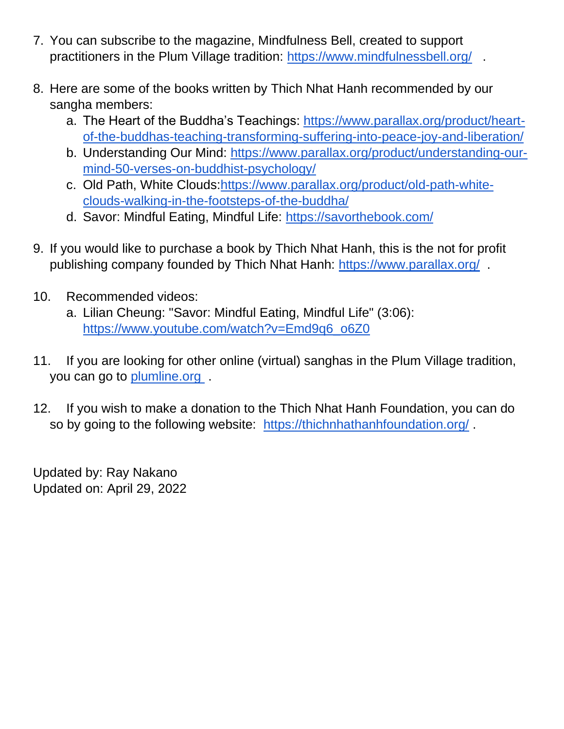7. You can subscribe to the magazine, Mindfulness Bell, created to support practitioners in the Plum Village tradition: https://www.mindfulnessbell.org/ .

8. Here are some of the books written by Thich Nhat Hanh recommended by our sangha members:
   a. The Heart of the Buddha's Teachings: https://www.parallax.org/product/heart-of-the-buddhas-teaching-transforming-suffering-into-peace-joy-and-liberation/
   b. Understanding Our Mind: https://www.parallax.org/product/understanding-our-mind-50-verses-on-buddhist-psychology/
   c. Old Path, White Clouds:https://www.parallax.org/product/old-path-white-clouds-walking-in-the-footsteps-of-the-buddha/
   d. Savor: Mindful Eating, Mindful Life: https://savorthebook.com/

9. If you would like to purchase a book by Thich Nhat Hanh, this is the not for profit publishing company founded by Thich Nhat Hanh: https://www.parallax.org/ .

10. Recommended videos:
    a. Lilian Cheung: "Savor: Mindful Eating, Mindful Life" (3:06): https://www.youtube.com/watch?v=Emd9q6_o6Z0

11. If you are looking for other online (virtual) sanghas in the Plum Village tradition, you can go to plumline.org .

12. If you wish to make a donation to the Thich Nhat Hanh Foundation, you can do so by going to the following website: https://thichnhathanhfoundation.org/ .

Updated by: Ray Nakano
Updated on: April 29, 2022